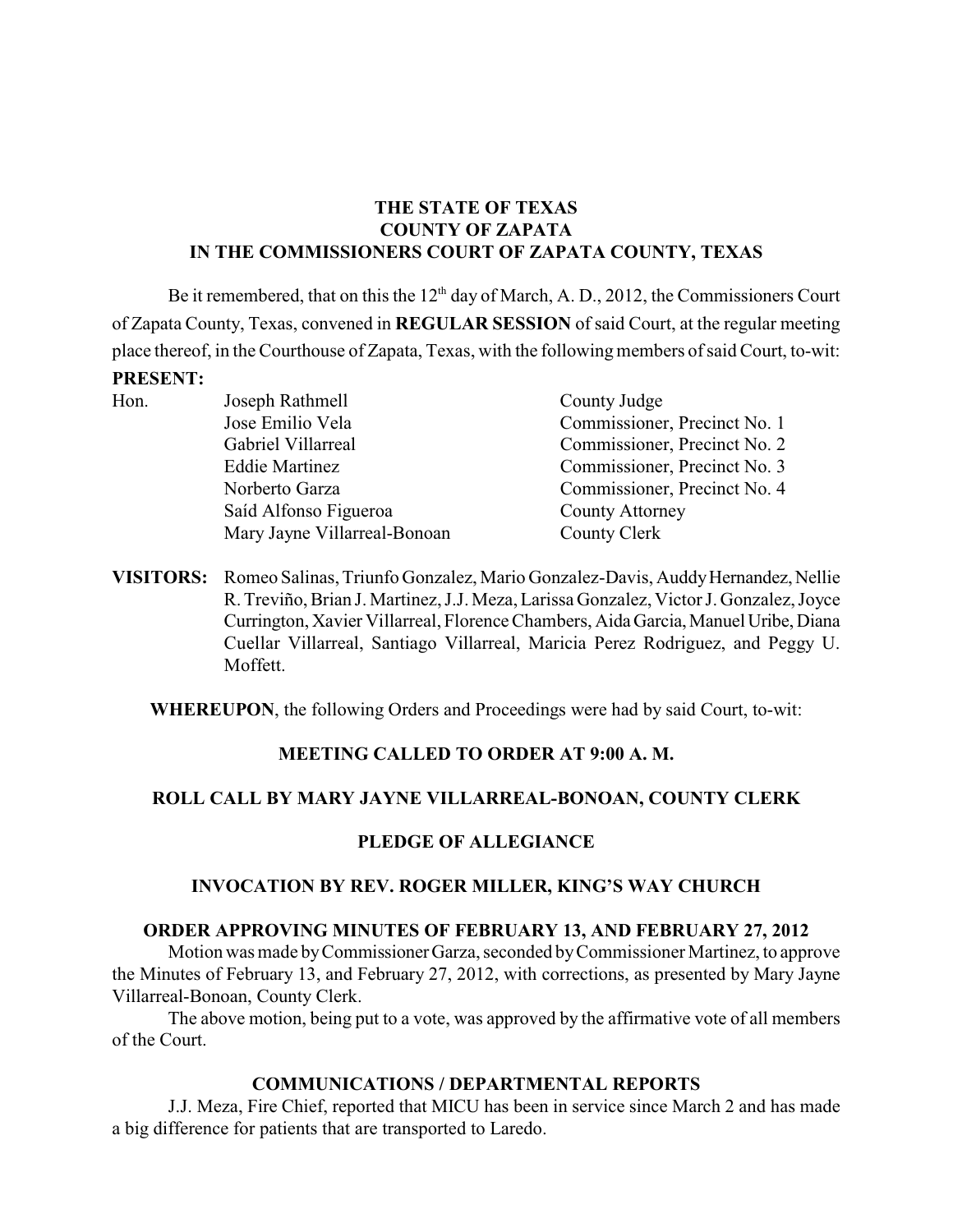**THE STATE OF TEXAS**
**COUNTY OF ZAPATA**
**IN THE COMMISSIONERS COURT OF ZAPATA COUNTY, TEXAS**

Be it remembered, that on this the 12th day of March, A. D., 2012, the Commissioners Court of Zapata County, Texas, convened in **REGULAR SESSION** of said Court, at the regular meeting place thereof, in the Courthouse of Zapata, Texas, with the following members of said Court, to-wit:

**PRESENT:**

| | | |
|---|---|---|
| Hon. | Joseph Rathmell | County Judge |
| | Jose Emilio Vela | Commissioner, Precinct No. 1 |
| | Gabriel Villarreal | Commissioner, Precinct No. 2 |
| | Eddie Martinez | Commissioner, Precinct No. 3 |
| | Norberto Garza | Commissioner, Precinct No. 4 |
| | Saíd Alfonso Figueroa | County Attorney |
| | Mary Jayne Villarreal-Bonoan | County Clerk |

**VISITORS:** Romeo Salinas, Triunfo Gonzalez, Mario Gonzalez-Davis, Auddy Hernandez, Nellie R. Treviño, Brian J. Martinez, J.J. Meza, Larissa Gonzalez, Victor J. Gonzalez, Joyce Currington, Xavier Villarreal, Florence Chambers, Aida Garcia, Manuel Uribe, Diana Cuellar Villarreal, Santiago Villarreal, Maricia Perez Rodriguez, and Peggy U. Moffett.

**WHEREUPON**, the following Orders and Proceedings were had by said Court, to-wit:

**MEETING CALLED TO ORDER AT 9:00 A. M.**

**ROLL CALL BY MARY JAYNE VILLARREAL-BONOAN, COUNTY CLERK**

**PLEDGE OF ALLEGIANCE**

**INVOCATION BY REV. ROGER MILLER, KING'S WAY CHURCH**

**ORDER APPROVING MINUTES OF FEBRUARY 13, AND FEBRUARY 27, 2012**

Motion was made by Commissioner Garza, seconded by Commissioner Martinez, to approve the Minutes of February 13, and February 27, 2012, with corrections, as presented by Mary Jayne Villarreal-Bonoan, County Clerk.

The above motion, being put to a vote, was approved by the affirmative vote of all members of the Court.

**COMMUNICATIONS / DEPARTMENTAL REPORTS**

J.J. Meza, Fire Chief, reported that MICU has been in service since March 2 and has made a big difference for patients that are transported to Laredo.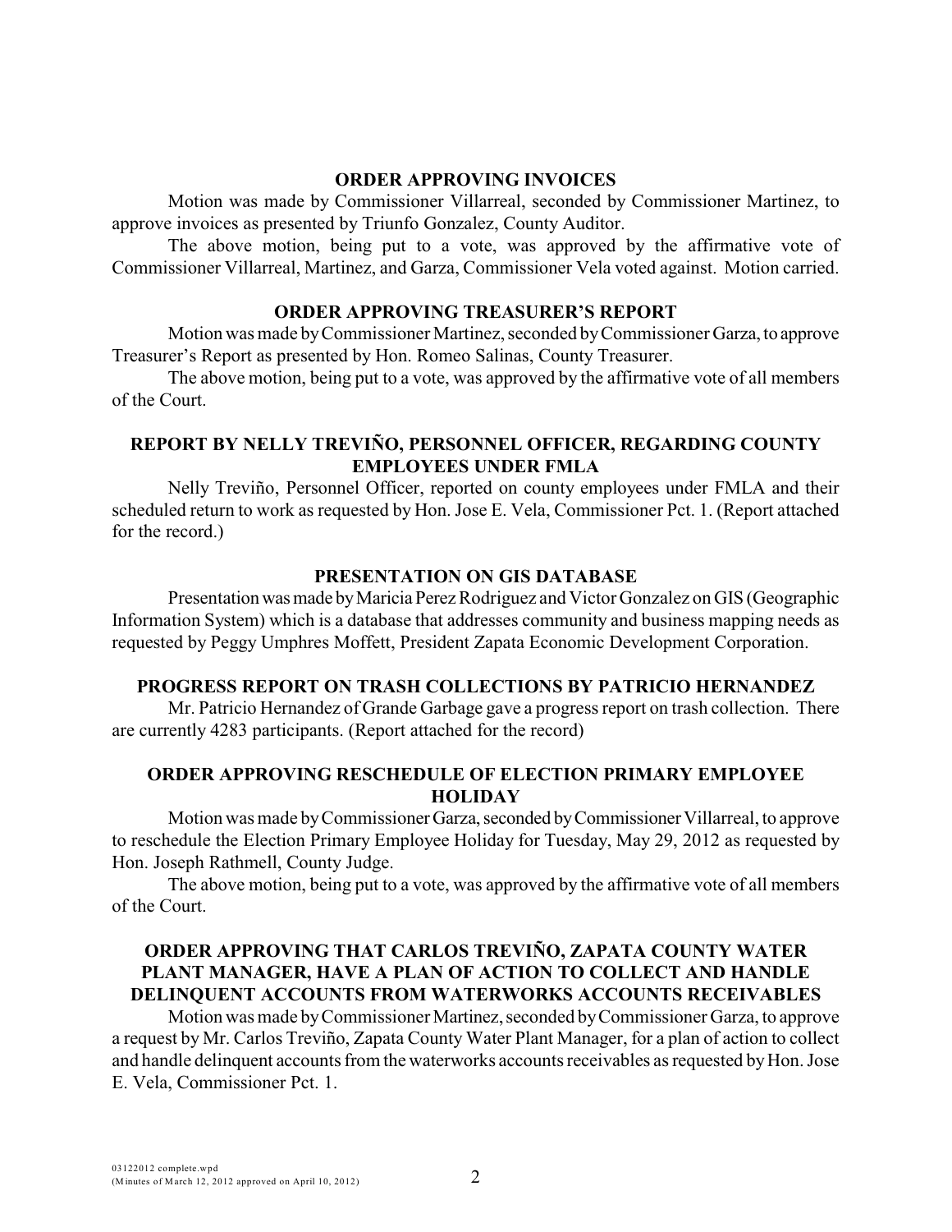**ORDER APPROVING INVOICES**

Motion was made by Commissioner Villarreal, seconded by Commissioner Martinez, to approve invoices as presented by Triunfo Gonzalez, County Auditor.

The above motion, being put to a vote, was approved by the affirmative vote of Commissioner Villarreal, Martinez, and Garza, Commissioner Vela voted against. Motion carried.

**ORDER APPROVING TREASURER'S REPORT**

Motion was made by Commissioner Martinez, seconded by Commissioner Garza, to approve Treasurer's Report as presented by Hon. Romeo Salinas, County Treasurer.

The above motion, being put to a vote, was approved by the affirmative vote of all members of the Court.

**REPORT BY NELLY TREVIÑO, PERSONNEL OFFICER, REGARDING COUNTY EMPLOYEES UNDER FMLA**

Nelly Treviño, Personnel Officer, reported on county employees under FMLA and their scheduled return to work as requested by Hon. Jose E. Vela, Commissioner Pct. 1. (Report attached for the record.)

**PRESENTATION ON GIS DATABASE**

Presentation was made by Maricia Perez Rodriguez and Victor Gonzalez on GIS (Geographic Information System) which is a database that addresses community and business mapping needs as requested by Peggy Umphres Moffett, President Zapata Economic Development Corporation.

**PROGRESS REPORT ON TRASH COLLECTIONS BY PATRICIO HERNANDEZ**

Mr. Patricio Hernandez of Grande Garbage gave a progress report on trash collection. There are currently 4283 participants. (Report attached for the record)

**ORDER APPROVING RESCHEDULE OF ELECTION PRIMARY EMPLOYEE HOLIDAY**

Motion was made by Commissioner Garza, seconded by Commissioner Villarreal, to approve to reschedule the Election Primary Employee Holiday for Tuesday, May 29, 2012 as requested by Hon. Joseph Rathmell, County Judge.

The above motion, being put to a vote, was approved by the affirmative vote of all members of the Court.

**ORDER APPROVING THAT CARLOS TREVIÑO, ZAPATA COUNTY WATER PLANT MANAGER, HAVE A PLAN OF ACTION TO COLLECT AND HANDLE DELINQUENT ACCOUNTS FROM WATERWORKS ACCOUNTS RECEIVABLES**

Motion was made by Commissioner Martinez, seconded by Commissioner Garza, to approve a request by Mr. Carlos Treviño, Zapata County Water Plant Manager, for a plan of action to collect and handle delinquent accounts from the waterworks accounts receivables as requested by Hon. Jose E. Vela, Commissioner Pct. 1.

03122012 complete.wpd
(Minutes of March 12, 2012 approved on April 10, 2012)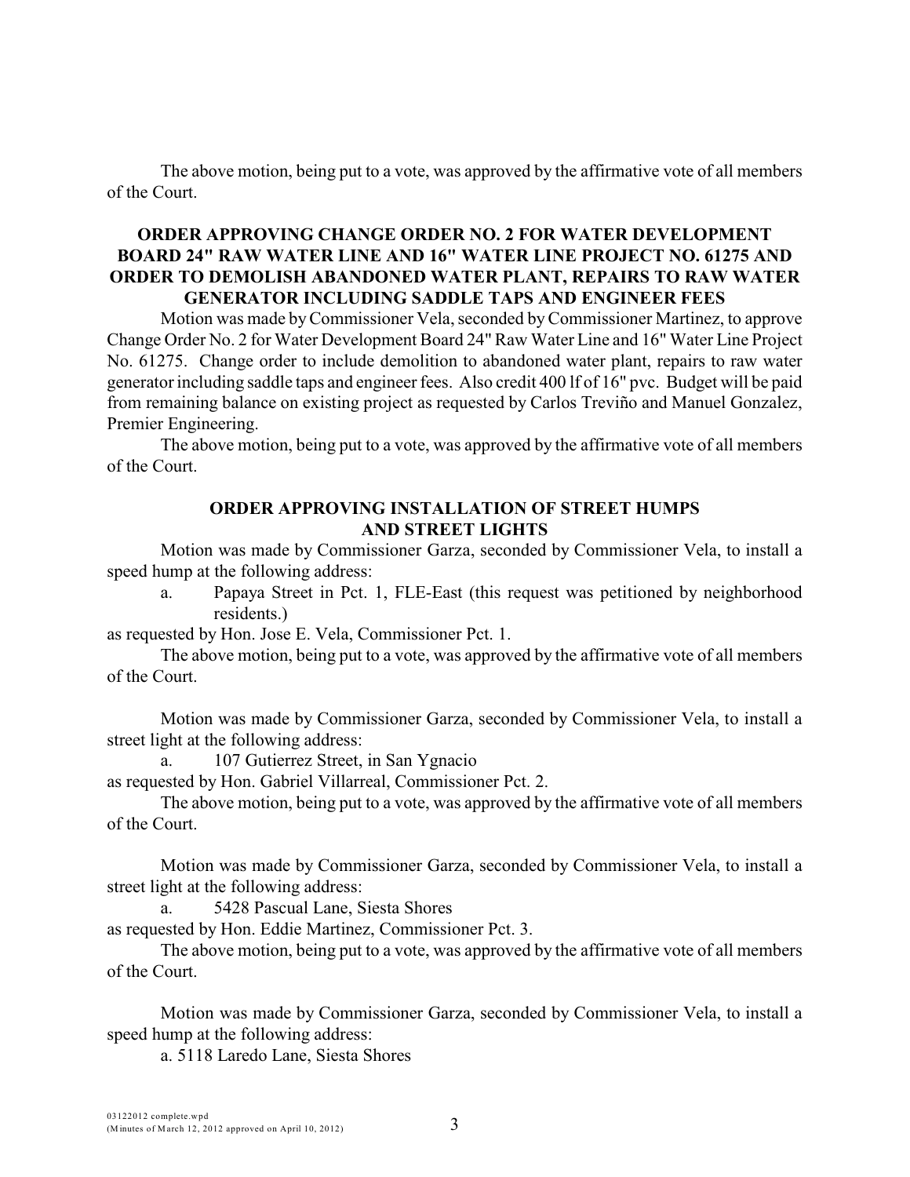The above motion, being put to a vote, was approved by the affirmative vote of all members of the Court.

## ORDER APPROVING CHANGE ORDER NO. 2 FOR WATER DEVELOPMENT BOARD 24" RAW WATER LINE AND 16" WATER LINE PROJECT NO. 61275 AND ORDER TO DEMOLISH ABANDONED WATER PLANT, REPAIRS TO RAW WATER GENERATOR INCLUDING SADDLE TAPS AND ENGINEER FEES

Motion was made by Commissioner Vela, seconded by Commissioner Martinez, to approve Change Order No. 2 for Water Development Board 24" Raw Water Line and 16" Water Line Project No. 61275. Change order to include demolition to abandoned water plant, repairs to raw water generator including saddle taps and engineer fees. Also credit 400 lf of 16" pvc. Budget will be paid from remaining balance on existing project as requested by Carlos Treviño and Manuel Gonzalez, Premier Engineering.

The above motion, being put to a vote, was approved by the affirmative vote of all members of the Court.

## ORDER APPROVING INSTALLATION OF STREET HUMPS AND STREET LIGHTS

Motion was made by Commissioner Garza, seconded by Commissioner Vela, to install a speed hump at the following address:

a. Papaya Street in Pct. 1, FLE-East (this request was petitioned by neighborhood residents.)

as requested by Hon. Jose E. Vela, Commissioner Pct. 1.

The above motion, being put to a vote, was approved by the affirmative vote of all members of the Court.

Motion was made by Commissioner Garza, seconded by Commissioner Vela, to install a street light at the following address:

a. 107 Gutierrez Street, in San Ygnacio

as requested by Hon. Gabriel Villarreal, Commissioner Pct. 2.

The above motion, being put to a vote, was approved by the affirmative vote of all members of the Court.

Motion was made by Commissioner Garza, seconded by Commissioner Vela, to install a street light at the following address:

a. 5428 Pascual Lane, Siesta Shores

as requested by Hon. Eddie Martinez, Commissioner Pct. 3.

The above motion, being put to a vote, was approved by the affirmative vote of all members of the Court.

Motion was made by Commissioner Garza, seconded by Commissioner Vela, to install a speed hump at the following address:

a. 5118 Laredo Lane, Siesta Shores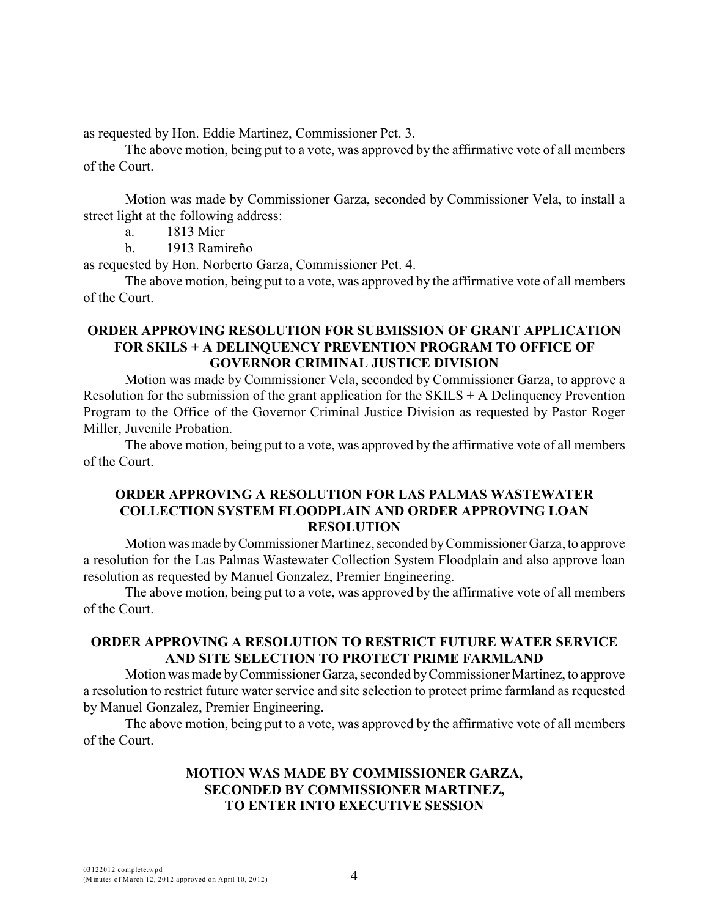as requested by Hon. Eddie Martinez, Commissioner Pct. 3.

The above motion, being put to a vote, was approved by the affirmative vote of all members of the Court.

Motion was made by Commissioner Garza, seconded by Commissioner Vela, to install a street light at the following address:

a. 1813 Mier

b. 1913 Ramireño

as requested by Hon. Norberto Garza, Commissioner Pct. 4.

The above motion, being put to a vote, was approved by the affirmative vote of all members of the Court.

**ORDER APPROVING RESOLUTION FOR SUBMISSION OF GRANT APPLICATION FOR SKILS + A DELINQUENCY PREVENTION PROGRAM TO OFFICE OF GOVERNOR CRIMINAL JUSTICE DIVISION**

Motion was made by Commissioner Vela, seconded by Commissioner Garza, to approve a Resolution for the submission of the grant application for the SKILS + A Delinquency Prevention Program to the Office of the Governor Criminal Justice Division as requested by Pastor Roger Miller, Juvenile Probation.

The above motion, being put to a vote, was approved by the affirmative vote of all members of the Court.

**ORDER APPROVING A RESOLUTION FOR LAS PALMAS WASTEWATER COLLECTION SYSTEM FLOODPLAIN AND ORDER APPROVING LOAN RESOLUTION**

Motion was made by Commissioner Martinez, seconded by Commissioner Garza, to approve a resolution for the Las Palmas Wastewater Collection System Floodplain and also approve loan resolution as requested by Manuel Gonzalez, Premier Engineering.

The above motion, being put to a vote, was approved by the affirmative vote of all members of the Court.

**ORDER APPROVING A RESOLUTION TO RESTRICT FUTURE WATER SERVICE AND SITE SELECTION TO PROTECT PRIME FARMLAND**

Motion was made by Commissioner Garza, seconded by Commissioner Martinez, to approve a resolution to restrict future water service and site selection to protect prime farmland as requested by Manuel Gonzalez, Premier Engineering.

The above motion, being put to a vote, was approved by the affirmative vote of all members of the Court.

**MOTION WAS MADE BY COMMISSIONER GARZA, SECONDED BY COMMISSIONER MARTINEZ, TO ENTER INTO EXECUTIVE SESSION**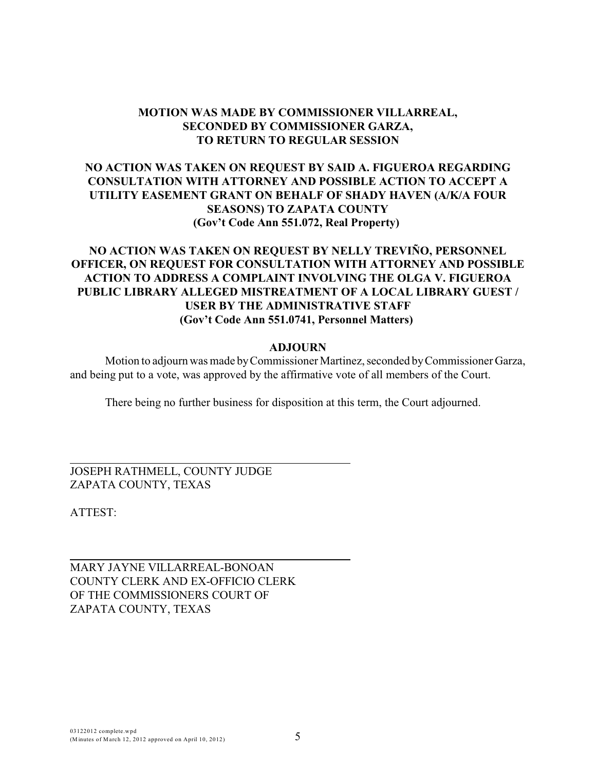**MOTION WAS MADE BY COMMISSIONER VILLARREAL, SECONDED BY COMMISSIONER GARZA, TO RETURN TO REGULAR SESSION**

**NO ACTION WAS TAKEN ON REQUEST BY SAID A. FIGUEROA REGARDING CONSULTATION WITH ATTORNEY AND POSSIBLE ACTION TO ACCEPT A UTILITY EASEMENT GRANT ON BEHALF OF SHADY HAVEN (A/K/A FOUR SEASONS) TO ZAPATA COUNTY (Gov't Code Ann 551.072, Real Property)**

**NO ACTION WAS TAKEN ON REQUEST BY NELLY TREVIÑO, PERSONNEL OFFICER, ON REQUEST FOR CONSULTATION WITH ATTORNEY AND POSSIBLE ACTION TO ADDRESS A COMPLAINT INVOLVING THE OLGA V. FIGUEROA PUBLIC LIBRARY ALLEGED MISTREATMENT OF A LOCAL LIBRARY GUEST / USER BY THE ADMINISTRATIVE STAFF (Gov't Code Ann 551.0741, Personnel Matters)**

**ADJOURN**

Motion to adjourn was made by Commissioner Martinez, seconded by Commissioner Garza, and being put to a vote, was approved by the affirmative vote of all members of the Court.

There being no further business for disposition at this term, the Court adjourned.

JOSEPH RATHMELL, COUNTY JUDGE
ZAPATA COUNTY, TEXAS

ATTEST:

MARY JAYNE VILLARREAL-BONOAN
COUNTY CLERK AND EX-OFFICIO CLERK
OF THE COMMISSIONERS COURT OF
ZAPATA COUNTY, TEXAS

03122012 complete.wpd
(Minutes of March 12, 2012 approved on April 10, 2012)